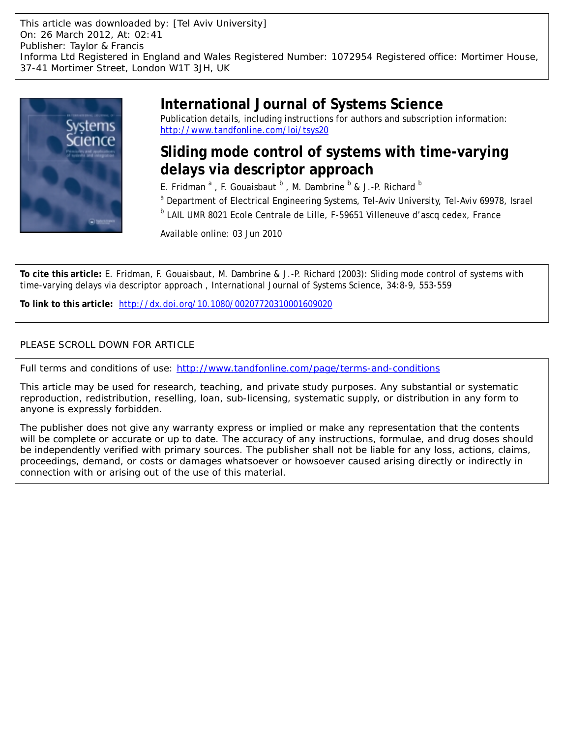This article was downloaded by: [Tel Aviv University]
On: 26 March 2012, At: 02:41
Publisher: Taylor & Francis
Informa Ltd Registered in England and Wales Registered Number: 1072954 Registered office: Mortimer House, 37-41 Mortimer Street, London W1T 3JH, UK

# International Journal of Systems Science

Publication details, including instructions for authors and subscription information:
http://www.tandfonline.com/loi/tsys20

## Sliding mode control of systems with time-varying delays via descriptor approach

E. Fridman [a], F. Gouaisbaut [b], M. Dambrine [b] & J.-P. Richard [b]

[a] Department of Electrical Engineering Systems, Tel-Aviv University, Tel-Aviv 69978, Israel

[b] LAIL UMR 8021 Ecole Centrale de Lille, F-59651 Villeneuve d'ascq cedex, France

Available online: 03 Jun 2010

**To cite this article:** E. Fridman, F. Gouaisbaut, M. Dambrine & J.-P. Richard (2003): Sliding mode control of systems with time-varying delays via descriptor approach , International Journal of Systems Science, 34:8-9, 553-559

**To link to this article:** http://dx.doi.org/10.1080/00207720310001609020

PLEASE SCROLL DOWN FOR ARTICLE

Full terms and conditions of use: http://www.tandfonline.com/page/terms-and-conditions

This article may be used for research, teaching, and private study purposes. Any substantial or systematic reproduction, redistribution, reselling, loan, sub-licensing, systematic supply, or distribution in any form to anyone is expressly forbidden.

The publisher does not give any warranty express or implied or make any representation that the contents will be complete or accurate or up to date. The accuracy of any instructions, formulae, and drug doses should be independently verified with primary sources. The publisher shall not be liable for any loss, actions, claims, proceedings, demand, or costs or damages whatsoever or howsoever caused arising directly or indirectly in connection with or arising out of the use of this material.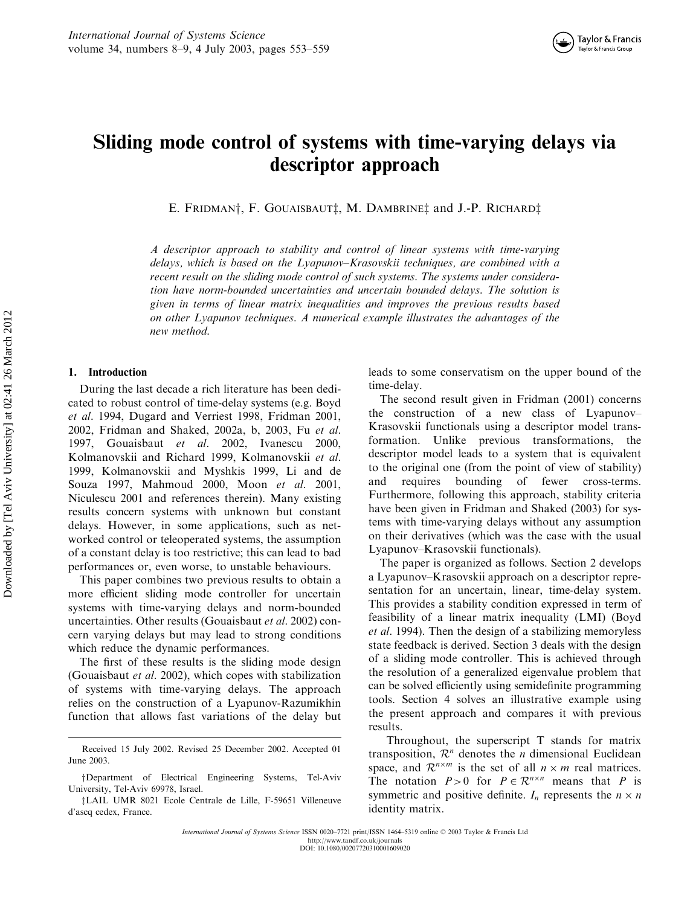# Sliding mode control of systems with time-varying delays via descriptor approach

E. Fridman†, F. Gouaisbaut‡, M. Dambrine‡ and J.-P. Richard‡

*A descriptor approach to stability and control of linear systems with time-varying delays, which is based on the Lyapunov–Krasovskii techniques, are combined with a recent result on the sliding mode control of such systems. The systems under consideration have norm-bounded uncertainties and uncertain bounded delays. The solution is given in terms of linear matrix inequalities and improves the previous results based on other Lyapunov techniques. A numerical example illustrates the advantages of the new method.*

## 1. Introduction

During the last decade a rich literature has been dedicated to robust control of time-delay systems (e.g. Boyd *et al.* 1994, Dugard and Verriest 1998, Fridman 2001, 2002, Fridman and Shaked, 2002a, b, 2003, Fu *et al.* 1997, Gouaisbaut *et al.* 2002, Ivanescu 2000, Kolmanovskii and Richard 1999, Kolmanovskii *et al.* 1999, Kolmanovskii and Myshkis 1999, Li and de Souza 1997, Mahmoud 2000, Moon *et al.* 2001, Niculescu 2001 and references therein). Many existing results concern systems with unknown but constant delays. However, in some applications, such as networked control or teleoperated systems, the assumption of a constant delay is too restrictive; this can lead to bad performances or, even worse, to unstable behaviours.

This paper combines two previous results to obtain a more efficient sliding mode controller for uncertain systems with time-varying delays and norm-bounded uncertainties. Other results (Gouaisbaut *et al.* 2002) concern varying delays but may lead to strong conditions which reduce the dynamic performances.

The first of these results is the sliding mode design (Gouaisbaut *et al.* 2002), which copes with stabilization of systems with time-varying delays. The approach relies on the construction of a Lyapunov-Razumikhin function that allows fast variations of the delay but leads to some conservatism on the upper bound of the time-delay.

The second result given in Fridman (2001) concerns the construction of a new class of Lyapunov–Krasovskii functionals using a descriptor model transformation. Unlike previous transformations, the descriptor model leads to a system that is equivalent to the original one (from the point of view of stability) and requires bounding of fewer cross-terms. Furthermore, following this approach, stability criteria have been given in Fridman and Shaked (2003) for systems with time-varying delays without any assumption on their derivatives (which was the case with the usual Lyapunov–Krasovskii functionals).

The paper is organized as follows. Section 2 develops a Lyapunov–Krasovskii approach on a descriptor representation for an uncertain, linear, time-delay system. This provides a stability condition expressed in term of feasibility of a linear matrix inequality (LMI) (Boyd *et al.* 1994). Then the design of a stabilizing memoryless state feedback is derived. Section 3 deals with the design of a sliding mode controller. This is achieved through the resolution of a generalized eigenvalue problem that can be solved efficiently using semidefinite programming tools. Section 4 solves an illustrative example using the present approach and compares it with previous results.

Throughout, the superscript T stands for matrix transposition, $\mathcal{R}^n$ denotes the $n$ dimensional Euclidean space, and $\mathcal{R}^{n\times m}$ is the set of all $n \times m$ real matrices. The notation $P>0$ for $P \in \mathcal{R}^{n\times n}$ means that $P$ is symmetric and positive definite. $I_n$ represents the $n \times n$ identity matrix.

Received 15 July 2002. Revised 25 December 2002. Accepted 01 June 2003.

†Department of Electrical Engineering Systems, Tel-Aviv University, Tel-Aviv 69978, Israel.

‡LAIL UMR 8021 Ecole Centrale de Lille, F-59651 Villeneuve d'ascq cedex, France.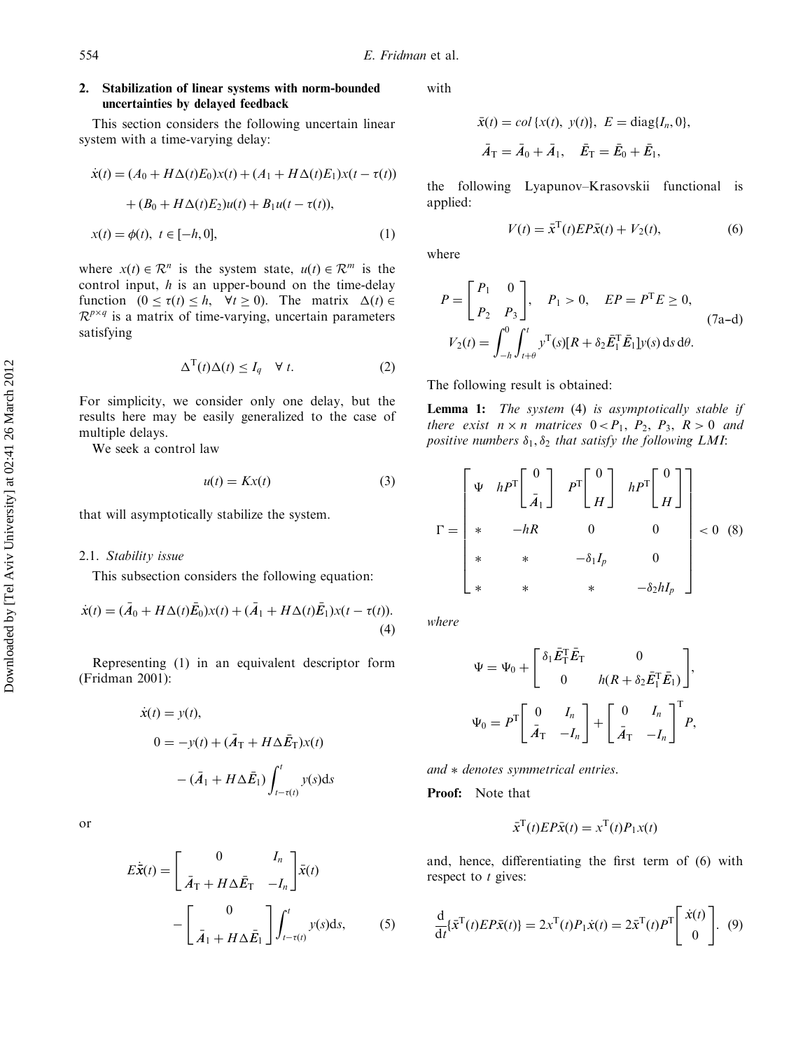## 2. Stabilization of linear systems with norm-bounded uncertainties by delayed feedback

This section considers the following uncertain linear system with a time-varying delay:

$$
\begin{aligned}
\dot{x}(t) &= (A_0 + H\Delta(t)E_0)x(t) + (A_1 + H\Delta(t)E_1)x(t-\tau(t)) \\
&\quad + (B_0 + H\Delta(t)E_2)u(t) + B_1 u(t-\tau(t)), \\
x(t) &= \phi(t), \ t \in [-h, 0],
\end{aligned}
\tag{1}
$$

where $x(t) \in \mathcal{R}^n$ is the system state, $u(t) \in \mathcal{R}^m$ is the control input, $h$ is an upper-bound on the time-delay function $(0 \leq \tau(t) \leq h, \ \ \forall t \geq 0)$. The matrix $\Delta(t) \in \mathcal{R}^{p \times q}$ is a matrix of time-varying, uncertain parameters satisfying

$$
\Delta^{\mathrm{T}}(t)\Delta(t) \leq I_q \quad \forall \ t. \tag{2}
$$

For simplicity, we consider only one delay, but the results here may be easily generalized to the case of multiple delays.

We seek a control law

$$
u(t) = Kx(t) \tag{3}
$$

that will asymptotically stabilize the system.

### 2.1. Stability issue

This subsection considers the following equation:

$$
\dot{x}(t) = (\bar{A}_0 + H\Delta(t)\bar{E}_0)x(t) + (\bar{A}_1 + H\Delta(t)\bar{E}_1)x(t-\tau(t)). \tag{4}
$$

Representing (1) in an equivalent descriptor form (Fridman 2001):

$$
\begin{aligned}
\dot{x}(t) &= y(t), \\
0 &= -y(t) + (\bar{A}_\mathrm{T} + H\Delta\bar{E}_\mathrm{T})x(t) \\
&\quad - (\bar{A}_1 + H\Delta\bar{E}_1)\int_{t-\tau(t)}^{t} y(s)\mathrm{d}s
\end{aligned}
$$

or

$$
E\dot{\bar{x}}(t) = \begin{bmatrix} 0 & I_n \\ \bar{A}_\mathrm{T} + H\Delta\bar{E}_\mathrm{T} & -I_n \end{bmatrix}\bar{x}(t) - \begin{bmatrix} 0 \\ \bar{A}_1 + H\Delta\bar{E}_1 \end{bmatrix}\int_{t-\tau(t)}^{t} y(s)\mathrm{d}s, \tag{5}
$$

with

$$
\bar{x}(t) = col\{x(t), \ y(t)\}, \ E = \mathrm{diag}\{I_n, 0\},
$$

$$
\bar{A}_\mathrm{T} = \bar{A}_0 + \bar{A}_1, \quad \bar{E}_\mathrm{T} = \bar{E}_0 + \bar{E}_1,
$$

the following Lyapunov–Krasovskii functional is applied:

$$
V(t) = \bar{x}^{\mathrm{T}}(t)EP\bar{x}(t) + V_2(t), \tag{6}
$$

where

$$
\begin{aligned}
&P = \begin{bmatrix} P_1 & 0 \\ P_2 & P_3 \end{bmatrix}, \quad P_1 > 0, \quad EP = P^{\mathrm{T}}E \geq 0, \\
&V_2(t) = \int_{-h}^{0}\int_{t+\theta}^{t} y^{\mathrm{T}}(s)[R + \delta_2\bar{E}_1^{\mathrm{T}}\bar{E}_1]y(s)\,\mathrm{d}s\,\mathrm{d}\theta.
\end{aligned}
\tag{7a–d}
$$

The following result is obtained:

**Lemma 1:** *The system (4) is asymptotically stable if there exist $n \times n$ matrices $0 < P_1, \ P_2, \ P_3, \ R > 0$ and positive numbers $\delta_1, \delta_2$ that satisfy the following LMI:*

$$
\Gamma = \begin{bmatrix} \Psi & hP^{\mathrm{T}}\begin{bmatrix} 0 \\ \bar{A}_1 \end{bmatrix} & P^{\mathrm{T}}\begin{bmatrix} 0 \\ H \end{bmatrix} & hP^{\mathrm{T}}\begin{bmatrix} 0 \\ H \end{bmatrix} \\ * & -hR & 0 & 0 \\ * & * & -\delta_1 I_p & 0 \\ * & * & * & -\delta_2 h I_p \end{bmatrix} < 0 \tag{8}
$$

*where*

$$
\Psi = \Psi_0 + \begin{bmatrix} \delta_1\bar{E}_\mathrm{T}^{\mathrm{T}}\bar{E}_\mathrm{T} & 0 \\ 0 & h(R + \delta_2\bar{E}_1^{\mathrm{T}}\bar{E}_1) \end{bmatrix},
$$

$$
\Psi_0 = P^{\mathrm{T}}\begin{bmatrix} 0 & I_n \\ \bar{A}_\mathrm{T} & -I_n \end{bmatrix} + \begin{bmatrix} 0 & I_n \\ \bar{A}_\mathrm{T} & -I_n \end{bmatrix}^{\mathrm{T}} P,
$$

*and $*$ denotes symmetrical entries.*

**Proof:** Note that

$$
\bar{x}^{\mathrm{T}}(t)EP\bar{x}(t) = x^{\mathrm{T}}(t)P_1 x(t)
$$

and, hence, differentiating the first term of (6) with respect to $t$ gives:

$$
\frac{\mathrm{d}}{\mathrm{d}t}\{\bar{x}^{\mathrm{T}}(t)EP\bar{x}(t)\} = 2x^{\mathrm{T}}(t)P_1\dot{x}(t) = 2\bar{x}^{\mathrm{T}}(t)P^{\mathrm{T}}\begin{bmatrix} \dot{x}(t) \\ 0 \end{bmatrix}. \tag{9}
$$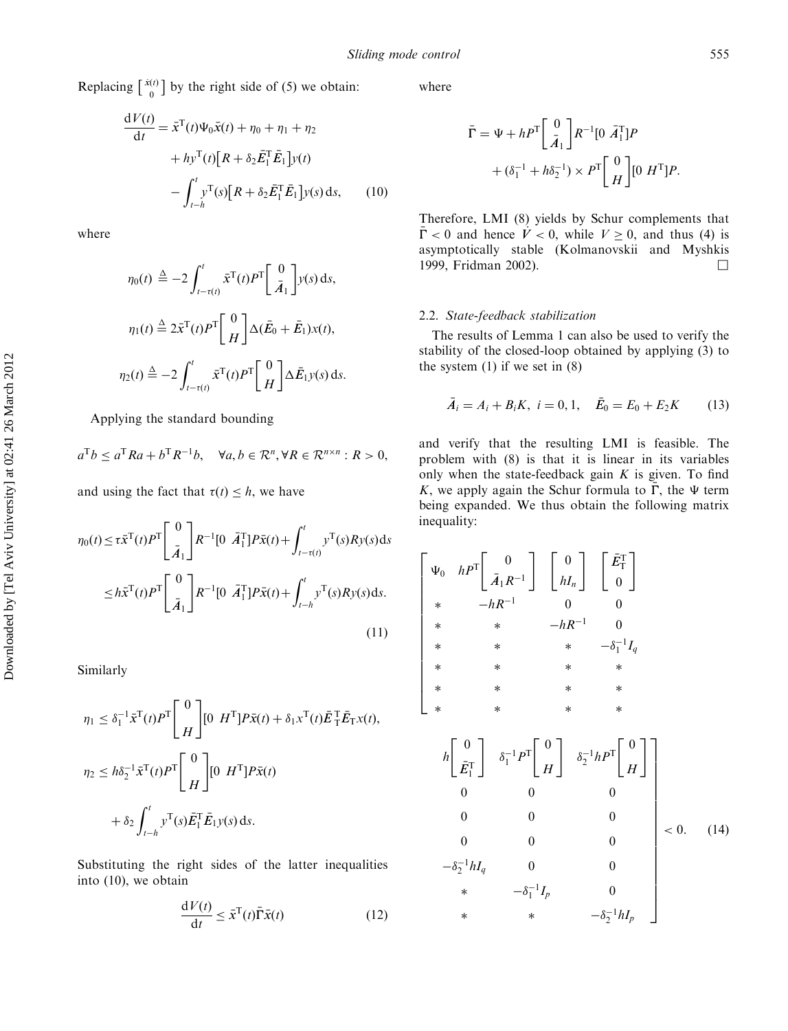Replacing $\begin{bmatrix} \dot{x}(t) \\ 0 \end{bmatrix}$ by the right side of (5) we obtain:

$$
\begin{aligned}
\frac{\mathrm{d}V(t)}{\mathrm{d}t} &= \bar{x}^{\mathrm{T}}(t)\Psi_0\bar{x}(t) + \eta_0 + \eta_1 + \eta_2 \\
&\quad + hy^{\mathrm{T}}(t)\big[R + \delta_2\bar{E}_1^{\mathrm{T}}\bar{E}_1\big]y(t) \\
&\quad - \int_{t-h}^{t} y^{\mathrm{T}}(s)\big[R + \delta_2\bar{E}_1^{\mathrm{T}}\bar{E}_1\big]y(s)\,\mathrm{d}s, \qquad (10)
\end{aligned}
$$

where

$$
\eta_0(t) \triangleq -2\int_{t-\tau(t)}^{t} \bar{x}^{\mathrm{T}}(t)P^{\mathrm{T}}\begin{bmatrix} 0 \\ \bar{A}_1 \end{bmatrix} y(s)\,\mathrm{d}s,
$$

$$
\eta_1(t) \triangleq 2\bar{x}^{\mathrm{T}}(t)P^{\mathrm{T}}\begin{bmatrix} 0 \\ H \end{bmatrix}\Delta(\bar{E}_0 + \bar{E}_1)x(t),
$$

$$
\eta_2(t) \triangleq -2\int_{t-\tau(t)}^{t} \bar{x}^{\mathrm{T}}(t)P^{\mathrm{T}}\begin{bmatrix} 0 \\ H \end{bmatrix}\Delta\bar{E}_1 y(s)\,\mathrm{d}s.
$$

Applying the standard bounding

$$
a^{\mathrm{T}}b \le a^{\mathrm{T}}Ra + b^{\mathrm{T}}R^{-1}b, \quad \forall a, b \in \mathcal{R}^n, \forall R \in \mathcal{R}^{n\times n} : R > 0,
$$

and using the fact that $\tau(t) \le h$, we have

$$
\begin{aligned}
\eta_0(t) &\le \tau\bar{x}^{\mathrm{T}}(t)P^{\mathrm{T}}\begin{bmatrix} 0 \\ \bar{A}_1 \end{bmatrix}R^{-1}[0\ \ \bar{A}_1^{\mathrm{T}}]P\bar{x}(t) + \int_{t-\tau(t)}^{t} y^{\mathrm{T}}(s)Ry(s)\,\mathrm{d}s \\
&\le h\bar{x}^{\mathrm{T}}(t)P^{\mathrm{T}}\begin{bmatrix} 0 \\ \bar{A}_1 \end{bmatrix}R^{-1}[0\ \ \bar{A}_1^{\mathrm{T}}]P\bar{x}(t) + \int_{t-h}^{t} y^{\mathrm{T}}(s)Ry(s)\,\mathrm{d}s. \qquad (11)
\end{aligned}
$$

Similarly

$$
\eta_1 \le \delta_1^{-1}\bar{x}^{\mathrm{T}}(t)P^{\mathrm{T}}\begin{bmatrix} 0 \\ H \end{bmatrix}[0\ \ H^{\mathrm{T}}]P\bar{x}(t) + \delta_1 x^{\mathrm{T}}(t)\bar{E}_{\mathrm{T}}^{\mathrm{T}}\bar{E}_{\mathrm{T}}x(t),
$$

$$
\begin{aligned}
\eta_2 &\le h\delta_2^{-1}\bar{x}^{\mathrm{T}}(t)P^{\mathrm{T}}\begin{bmatrix} 0 \\ H \end{bmatrix}[0\ \ H^{\mathrm{T}}]P\bar{x}(t) \\
&\quad + \delta_2\int_{t-h}^{t} y^{\mathrm{T}}(s)\bar{E}_1^{\mathrm{T}}\bar{E}_1 y(s)\,\mathrm{d}s.
\end{aligned}
$$

Substituting the right sides of the latter inequalities into (10), we obtain

$$
\frac{\mathrm{d}V(t)}{\mathrm{d}t} \le \bar{x}^{\mathrm{T}}(t)\bar{\Gamma}\bar{x}(t) \qquad (12)
$$

where

$$
\begin{aligned}
\bar{\Gamma} &= \Psi + hP^{\mathrm{T}}\begin{bmatrix} 0 \\ \bar{A}_1 \end{bmatrix}R^{-1}[0\ \ \bar{A}_1^{\mathrm{T}}]P \\
&\quad + (\delta_1^{-1} + h\delta_2^{-1}) \times P^{\mathrm{T}}\begin{bmatrix} 0 \\ H \end{bmatrix}[0\ \ H^{\mathrm{T}}]P.
\end{aligned}
$$

Therefore, LMI (8) yields by Schur complements that $\bar{\Gamma} < 0$ and hence $\dot{V} < 0$, while $V \ge 0$, and thus (4) is asymptotically stable (Kolmanovskii and Myshkis 1999, Fridman 2002). $\square$

### 2.2. *State-feedback stabilization*

The results of Lemma 1 can also be used to verify the stability of the closed-loop obtained by applying (3) to the system (1) if we set in (8)

$$
\bar{A}_i = A_i + B_i K, \ i = 0, 1, \quad \bar{E}_0 = E_0 + E_2 K \qquad (13)
$$

and verify that the resulting LMI is feasible. The problem with (8) is that it is linear in its variables only when the state-feedback gain $K$ is given. To find $K$, we apply again the Schur formula to $\bar{\Gamma}$, the $\Psi$ term being expanded. We thus obtain the following matrix inequality:

$$
\begin{bmatrix}
\Psi_0 & hP^{\mathrm{T}}\begin{bmatrix} 0 \\ \bar{A}_1 R^{-1} \end{bmatrix} & \begin{bmatrix} 0 \\ hI_n \end{bmatrix} & \begin{bmatrix} \bar{E}_{\mathrm{T}}^{\mathrm{T}} \\ 0 \end{bmatrix} & h\begin{bmatrix} 0 \\ \bar{E}_1^{\mathrm{T}} \end{bmatrix} & \delta_1^{-1}P^{\mathrm{T}}\begin{bmatrix} 0 \\ H \end{bmatrix} & \delta_2^{-1}hP^{\mathrm{T}}\begin{bmatrix} 0 \\ H \end{bmatrix} \\
* & -hR^{-1} & 0 & 0 & 0 & 0 & 0 \\
* & * & -hR^{-1} & 0 & 0 & 0 & 0 \\
* & * & * & -\delta_1^{-1}I_q & 0 & 0 & 0 \\
* & * & * & * & -\delta_2^{-1}hI_q & 0 & 0 \\
* & * & * & * & * & -\delta_1^{-1}I_p & 0 \\
* & * & * & * & * & * & -\delta_2^{-1}hI_p
\end{bmatrix} < 0. \qquad (14)
$$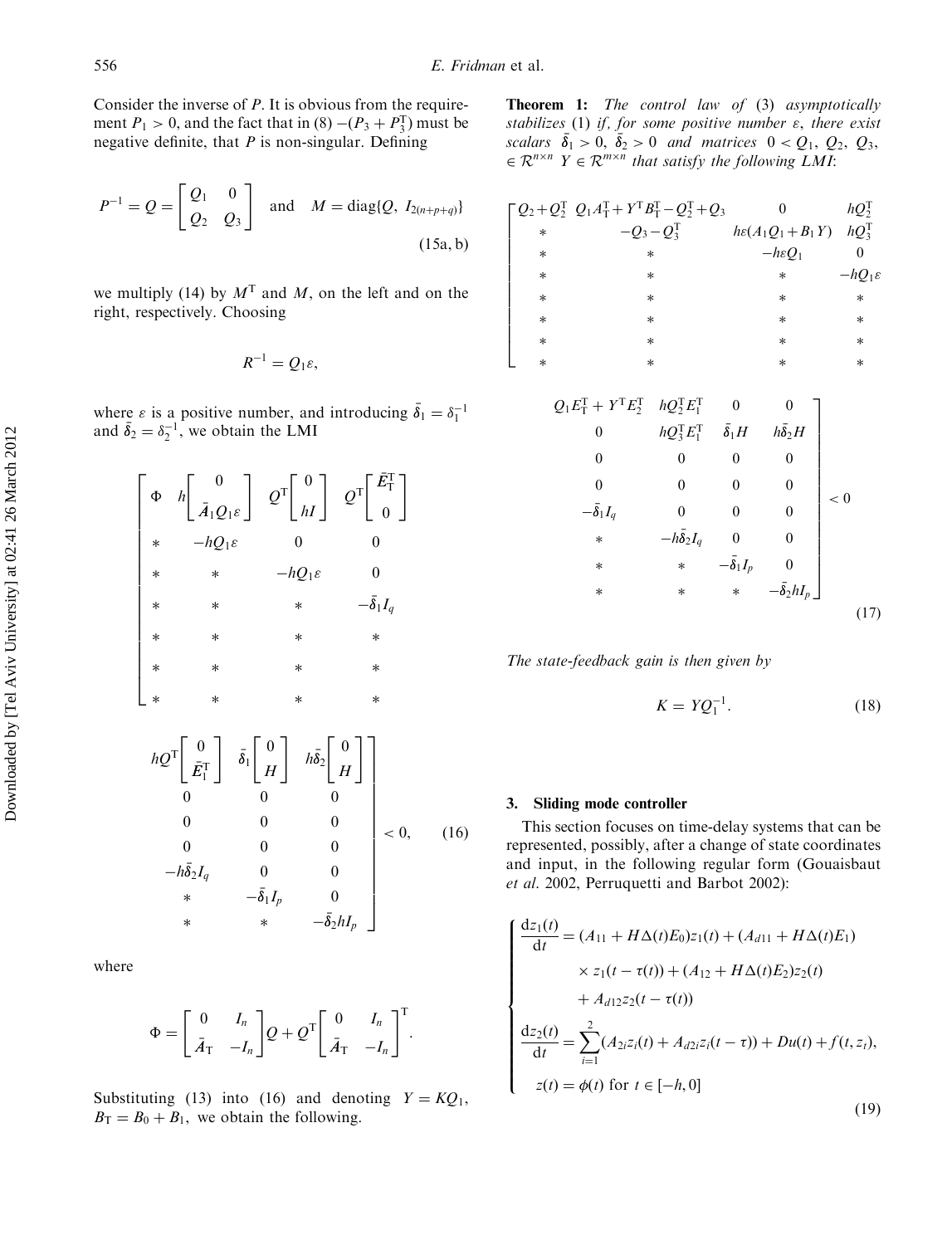Consider the inverse of $P$. It is obvious from the requirement $P_1 > 0$, and the fact that in (8) $-(P_3 + P_3^{\mathrm{T}})$ must be negative definite, that $P$ is non-singular. Defining

$$P^{-1} = Q = \begin{bmatrix} Q_1 & 0 \\ Q_2 & Q_3 \end{bmatrix} \quad \text{and} \quad M = \mathrm{diag}\{Q,\ I_{2(n+p+q)}\} \tag{15a, b}$$

we multiply (14) by $M^{\mathrm{T}}$ and $M$, on the left and on the right, respectively. Choosing

$$R^{-1} = Q_1 \varepsilon,$$

where $\varepsilon$ is a positive number, and introducing $\bar{\delta}_1 = \delta_1^{-1}$ and $\bar{\delta}_2 = \delta_2^{-1}$, we obtain the LMI

$$\begin{bmatrix} \Phi & h\begin{bmatrix} 0 \\ \bar{A}_1 Q_1 \varepsilon \end{bmatrix} & Q^{\mathrm{T}}\begin{bmatrix} 0 \\ hI \end{bmatrix} & Q^{\mathrm{T}}\begin{bmatrix} \bar{E}_{\mathrm{T}}^{\mathrm{T}} \\ 0 \end{bmatrix} & hQ^{\mathrm{T}}\begin{bmatrix} 0 \\ \bar{E}_1^{\mathrm{T}} \end{bmatrix} & \bar{\delta}_1\begin{bmatrix} 0 \\ H \end{bmatrix} & h\bar{\delta}_2\begin{bmatrix} 0 \\ H \end{bmatrix} \\ * & -hQ_1\varepsilon & 0 & 0 & 0 & 0 & 0 \\ * & * & -hQ_1\varepsilon & 0 & 0 & 0 & 0 \\ * & * & * & -\bar{\delta}_1 I_q & 0 & 0 & 0 \\ * & * & * & * & -h\bar{\delta}_2 I_q & 0 & 0 \\ * & * & * & * & * & -\bar{\delta}_1 I_p & 0 \\ * & * & * & * & * & * & -\bar{\delta}_2 h I_p \end{bmatrix} < 0, \tag{16}$$

where

$$\Phi = \begin{bmatrix} 0 & I_n \\ \bar{A}_{\mathrm{T}} & -I_n \end{bmatrix} Q + Q^{\mathrm{T}} \begin{bmatrix} 0 & I_n \\ \bar{A}_{\mathrm{T}} & -I_n \end{bmatrix}^{\mathrm{T}}.$$

Substituting (13) into (16) and denoting $Y = KQ_1$, $B_{\mathrm{T}} = B_0 + B_1$, we obtain the following.

**Theorem 1:** *The control law of* (3) *asymptotically stabilizes* (1) *if, for some positive number $\varepsilon$, there exist scalars $\bar{\delta}_1 > 0$, $\bar{\delta}_2 > 0$ and matrices $0 < Q_1$, $Q_2$, $Q_3$, $\in \mathcal{R}^{n\times n}$ $Y \in \mathcal{R}^{m\times n}$ that satisfy the following LMI*:

$$\begin{bmatrix} Q_2 + Q_2^{\mathrm{T}} & Q_1 A_{\mathrm{T}}^{\mathrm{T}} + Y^{\mathrm{T}} B_{\mathrm{T}}^{\mathrm{T}} - Q_2^{\mathrm{T}} + Q_3 & 0 & hQ_2^{\mathrm{T}} & Q_1 E_{\mathrm{T}}^{\mathrm{T}} + Y^{\mathrm{T}} E_2^{\mathrm{T}} & hQ_2^{\mathrm{T}} E_1^{\mathrm{T}} & 0 & 0 \\ * & -Q_3 - Q_3^{\mathrm{T}} & h\varepsilon(A_1 Q_1 + B_1 Y) & hQ_3^{\mathrm{T}} & 0 & hQ_3^{\mathrm{T}} E_1^{\mathrm{T}} & \bar{\delta}_1 H & h\bar{\delta}_2 H \\ * & * & -h\varepsilon Q_1 & 0 & 0 & 0 & 0 & 0 \\ * & * & * & -hQ_1\varepsilon & 0 & 0 & 0 & 0 \\ * & * & * & * & -\bar{\delta}_1 I_q & 0 & 0 & 0 \\ * & * & * & * & * & -h\bar{\delta}_2 I_q & 0 & 0 \\ * & * & * & * & * & * & -\bar{\delta}_1 I_p & 0 \\ * & * & * & * & * & * & * & -\bar{\delta}_2 h I_p \end{bmatrix} < 0 \tag{17}$$

*The state-feedback gain is then given by*

$$K = YQ_1^{-1}. \tag{18}$$

## 3. Sliding mode controller

This section focuses on time-delay systems that can be represented, possibly, after a change of state coordinates and input, in the following regular form (Gouaisbaut *et al.* 2002, Perruquetti and Barbot 2002):

$$\begin{cases} \dfrac{\mathrm{d}z_1(t)}{\mathrm{d}t} = (A_{11} + H\Delta(t)E_0)z_1(t) + (A_{d11} + H\Delta(t)E_1) \\ \qquad \times z_1(t-\tau(t)) + (A_{12} + H\Delta(t)E_2)z_2(t) \\ \qquad + A_{d12}z_2(t-\tau(t)) \\ \dfrac{\mathrm{d}z_2(t)}{\mathrm{d}t} = \displaystyle\sum_{i=1}^{2}(A_{2i}z_i(t) + A_{d2i}z_i(t-\tau)) + Du(t) + f(t, z_t), \\ z(t) = \phi(t) \text{ for } t \in [-h, 0] \end{cases} \tag{19}$$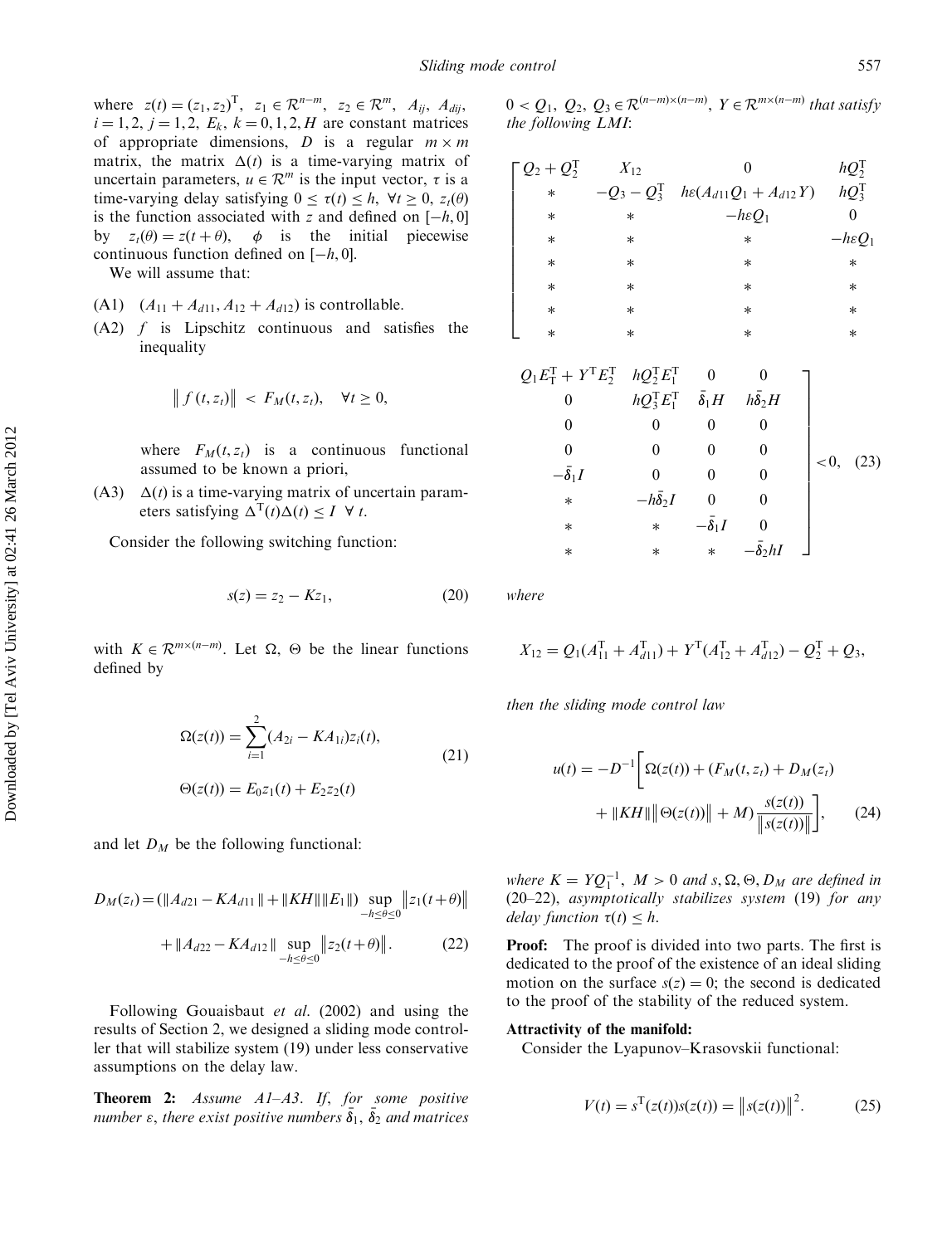where $z(t) = (z_1, z_2)^{\mathrm{T}}$, $z_1 \in \mathcal{R}^{n-m}$, $z_2 \in \mathcal{R}^m$, $A_{ij}$, $A_{dij}$, $i = 1, 2$, $j = 1, 2$, $E_k$, $k = 0, 1, 2, H$ are constant matrices of appropriate dimensions, $D$ is a regular $m \times m$ matrix, the matrix $\Delta(t)$ is a time-varying matrix of uncertain parameters, $u \in \mathcal{R}^m$ is the input vector, $\tau$ is a time-varying delay satisfying $0 \leq \tau(t) \leq h$, $\forall t \geq 0$, $z_t(\theta)$ is the function associated with $z$ and defined on $[-h, 0]$ by $z_t(\theta) = z(t + \theta)$, $\phi$ is the initial piecewise continuous function defined on $[-h, 0]$.

We will assume that:

(A1) $(A_{11} + A_{d11}, A_{12} + A_{d12})$ is controllable.

(A2) $f$ is Lipschitz continuous and satisfies the inequality

$$\| f(t, z_t)\| < F_M(t, z_t), \quad \forall t \geq 0,$$

where $F_M(t, z_t)$ is a continuous functional assumed to be known a priori,

(A3) $\Delta(t)$ is a time-varying matrix of uncertain parameters satisfying $\Delta^{\mathrm{T}}(t)\Delta(t) \leq I \;\; \forall t$.

Consider the following switching function:

$$s(z) = z_2 - Kz_1, \tag{20}$$

with $K \in \mathcal{R}^{m \times (n-m)}$. Let $\Omega$, $\Theta$ be the linear functions defined by

$$\begin{aligned} \Omega(z(t)) &= \sum_{i=1}^{2} (A_{2i} - KA_{1i}) z_i(t), \\ \Theta(z(t)) &= E_0 z_1(t) + E_2 z_2(t) \end{aligned} \tag{21}$$

and let $D_M$ be the following functional:

$$\begin{aligned} D_M(z_t) = {} & (\|A_{d21} - KA_{d11}\| + \|KH\|\|E_1\|) \sup_{-h \leq \theta \leq 0} \|z_1(t+\theta)\| \\ & + \|A_{d22} - KA_{d12}\| \sup_{-h \leq \theta \leq 0} \|z_2(t+\theta)\|. \end{aligned} \tag{22}$$

Following Gouaisbaut *et al.* (2002) and using the results of Section 2, we designed a sliding mode controller that will stabilize system (19) under less conservative assumptions on the delay law.

**Theorem 2:** *Assume A1–A3. If, for some positive number $\varepsilon$, there exist positive numbers $\bar{\delta}_1$, $\bar{\delta}_2$ and matrices $0 < Q_1$, $Q_2$, $Q_3 \in \mathcal{R}^{(n-m) \times (n-m)}$, $Y \in \mathcal{R}^{m \times (n-m)}$ that satisfy the following LMI*:

$$\begin{bmatrix} Q_2 + Q_2^{\mathrm{T}} & X_{12} & 0 & hQ_2^{\mathrm{T}} & Q_1 E_{\mathrm{T}}^{\mathrm{T}} + Y^{\mathrm{T}} E_2^{\mathrm{T}} & hQ_2^{\mathrm{T}} E_1^{\mathrm{T}} & 0 & 0 \\ * & -Q_3 - Q_3^{\mathrm{T}} & h\varepsilon(A_{d11} Q_1 + A_{d12} Y) & hQ_3^{\mathrm{T}} & 0 & hQ_3^{\mathrm{T}} E_1^{\mathrm{T}} & \bar{\delta}_1 H & h\bar{\delta}_2 H \\ * & * & -h\varepsilon Q_1 & 0 & 0 & 0 & 0 & 0 \\ * & * & * & -h\varepsilon Q_1 & 0 & 0 & 0 & 0 \\ * & * & * & * & -\bar{\delta}_1 I & 0 & 0 & 0 \\ * & * & * & * & * & -h\bar{\delta}_2 I & 0 & 0 \\ * & * & * & * & * & * & -\bar{\delta}_1 I & 0 \\ * & * & * & * & * & * & * & -\bar{\delta}_2 h I \end{bmatrix} < 0, \tag{23}$$

*where*

$$X_{12} = Q_1(A_{11}^{\mathrm{T}} + A_{d11}^{\mathrm{T}}) + Y^{\mathrm{T}}(A_{12}^{\mathrm{T}} + A_{d12}^{\mathrm{T}}) - Q_2^{\mathrm{T}} + Q_3,$$

*then the sliding mode control law*

$$u(t) = -D^{-1}\left[\Omega(z(t)) + (F_M(t, z_t) + D_M(z_t) + \|KH\|\|\Theta(z(t))\| + M)\frac{s(z(t))}{\|s(z(t))\|}\right], \tag{24}$$

*where $K = YQ_1^{-1}$, $M > 0$ and $s, \Omega, \Theta, D_M$ are defined in* (20–22), *asymptotically stabilizes system* (19) *for any delay function $\tau(t) \leq h$.*

**Proof:** The proof is divided into two parts. The first is dedicated to the proof of the existence of an ideal sliding motion on the surface $s(z) = 0$; the second is dedicated to the proof of the stability of the reduced system.

**Attractivity of the manifold:**

Consider the Lyapunov–Krasovskii functional:

$$V(t) = s^{\mathrm{T}}(z(t))s(z(t)) = \|s(z(t))\|^2. \tag{25}$$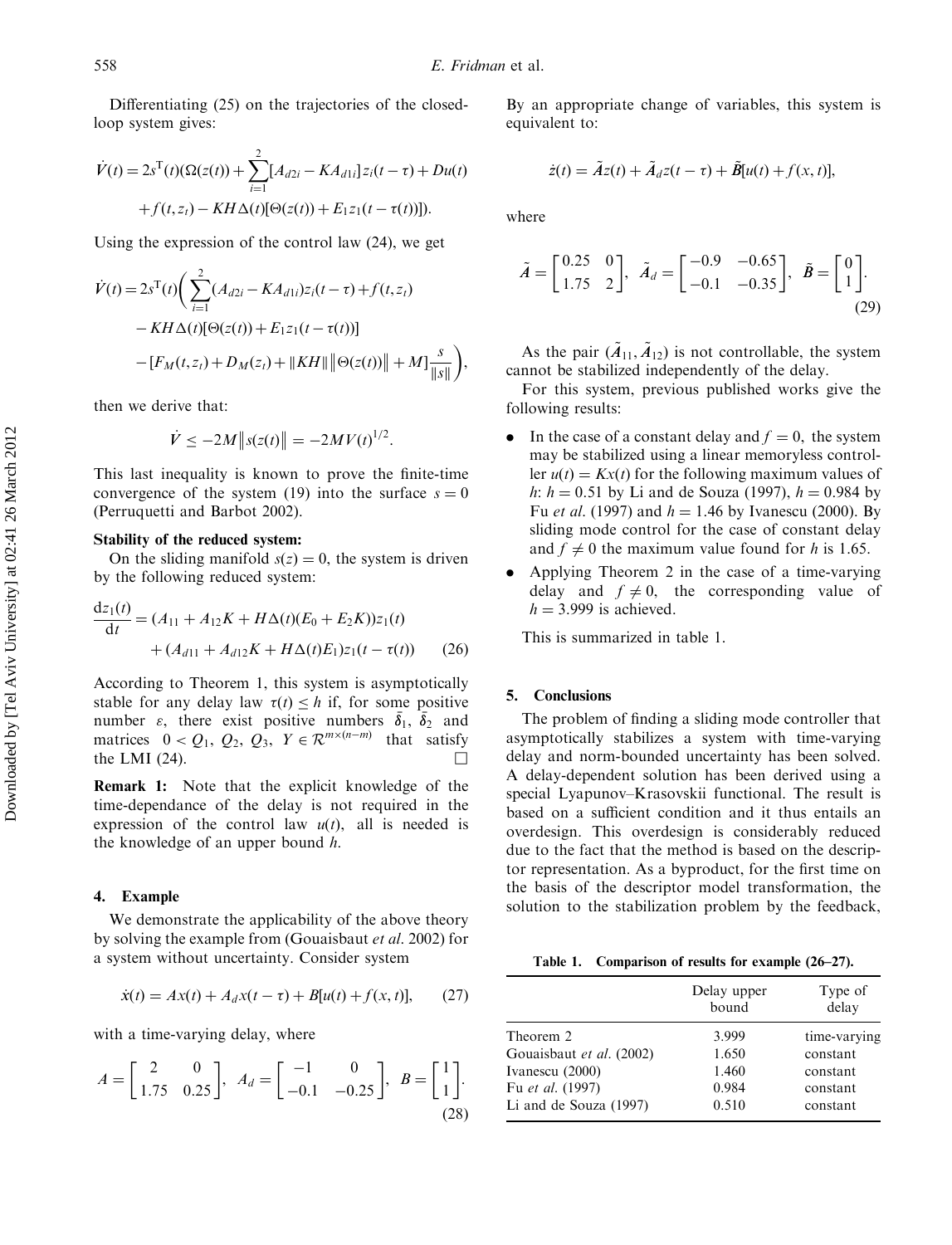Differentiating (25) on the trajectories of the closed-loop system gives:

$$\dot{V}(t) = 2s^{\mathrm{T}}(t)(\Omega(z(t)) + \sum_{i=1}^{2}[A_{d2i} - KA_{d1i}]z_i(t-\tau) + Du(t) + f(t, z_t) - KH\Delta(t)[\Theta(z(t)) + E_1 z_1(t - \tau(t))]).$$

Using the expression of the control law (24), we get

$$\begin{aligned}\dot{V}(t) = 2s^{\mathrm{T}}(t)\bigg(&\sum_{i=1}^{2}(A_{d2i} - KA_{d1i})z_i(t-\tau) + f(t, z_t) \\ &- KH\Delta(t)[\Theta(z(t)) + E_1 z_1(t-\tau(t))] \\ &- [F_M(t, z_t) + D_M(z_t) + \|KH\|\|\Theta(z(t))\| + M]\frac{s}{\|s\|}\bigg),\end{aligned}$$

then we derive that:

$$\dot{V} \leq -2M\|s(z(t))\| = -2MV(t)^{1/2}.$$

This last inequality is known to prove the finite-time convergence of the system (19) into the surface $s = 0$ (Perruquetti and Barbot 2002).

**Stability of the reduced system:**

On the sliding manifold $s(z) = 0$, the system is driven by the following reduced system:

$$\begin{aligned}\frac{\mathrm{d}z_1(t)}{\mathrm{d}t} = &(A_{11} + A_{12}K + H\Delta(t)(E_0 + E_2K))z_1(t) \\ &+ (A_{d11} + A_{d12}K + H\Delta(t)E_1)z_1(t - \tau(t)) \qquad (26)\end{aligned}$$

According to Theorem 1, this system is asymptotically stable for any delay law $\tau(t) \leq h$ if, for some positive number $\varepsilon$, there exist positive numbers $\bar{\delta}_1$, $\bar{\delta}_2$ and matrices $0 < Q_1$, $Q_2$, $Q_3$, $Y \in \mathcal{R}^{m \times (n-m)}$ that satisfy the LMI (24). □

**Remark 1:** Note that the explicit knowledge of the time-dependance of the delay is not required in the expression of the control law $u(t)$, all is needed is the knowledge of an upper bound $h$.

## 4. Example

We demonstrate the applicability of the above theory by solving the example from (Gouaisbaut *et al.* 2002) for a system without uncertainty. Consider system

$$\dot{x}(t) = Ax(t) + A_d x(t - \tau) + B[u(t) + f(x, t)], \qquad (27)$$

with a time-varying delay, where

$$A = \begin{bmatrix} 2 & 0 \\ 1.75 & 0.25 \end{bmatrix}, \; A_d = \begin{bmatrix} -1 & 0 \\ -0.1 & -0.25 \end{bmatrix}, \; B = \begin{bmatrix} 1 \\ 1 \end{bmatrix}. \qquad (28)$$

By an appropriate change of variables, this system is equivalent to:

$$\dot{z}(t) = \tilde{A}z(t) + \tilde{A}_d z(t - \tau) + \tilde{B}[u(t) + f(x, t)],$$

where

$$\tilde{A} = \begin{bmatrix} 0.25 & 0 \\ 1.75 & 2 \end{bmatrix}, \; \tilde{A}_d = \begin{bmatrix} -0.9 & -0.65 \\ -0.1 & -0.35 \end{bmatrix}, \; \tilde{B} = \begin{bmatrix} 0 \\ 1 \end{bmatrix}. \qquad (29)$$

As the pair $(\tilde{A}_{11}, \tilde{A}_{12})$ is not controllable, the system cannot be stabilized independently of the delay.

For this system, previous published works give the following results:

- In the case of a constant delay and $f = 0$, the system may be stabilized using a linear memoryless controller $u(t) = Kx(t)$ for the following maximum values of $h$: $h = 0.51$ by Li and de Souza (1997), $h = 0.984$ by Fu *et al.* (1997) and $h = 1.46$ by Ivanescu (2000). By sliding mode control for the case of constant delay and $f \neq 0$ the maximum value found for $h$ is 1.65.
- Applying Theorem 2 in the case of a time-varying delay and $f \neq 0$, the corresponding value of $h = 3.999$ is achieved.

This is summarized in table 1.

Table 1. Comparison of results for example (26–27).

| | Delay upper bound | Type of delay |
|---|---|---|
| Theorem 2 | 3.999 | time-varying |
| Gouaisbaut *et al.* (2002) | 1.650 | constant |
| Ivanescu (2000) | 1.460 | constant |
| Fu *et al.* (1997) | 0.984 | constant |
| Li and de Souza (1997) | 0.510 | constant |

## 5. Conclusions

The problem of finding a sliding mode controller that asymptotically stabilizes a system with time-varying delay and norm-bounded uncertainty has been solved. A delay-dependent solution has been derived using a special Lyapunov–Krasovskii functional. The result is based on a sufficient condition and it thus entails an overdesign. This overdesign is considerably reduced due to the fact that the method is based on the descriptor representation. As a byproduct, for the first time on the basis of the descriptor model transformation, the solution to the stabilization problem by the feedback,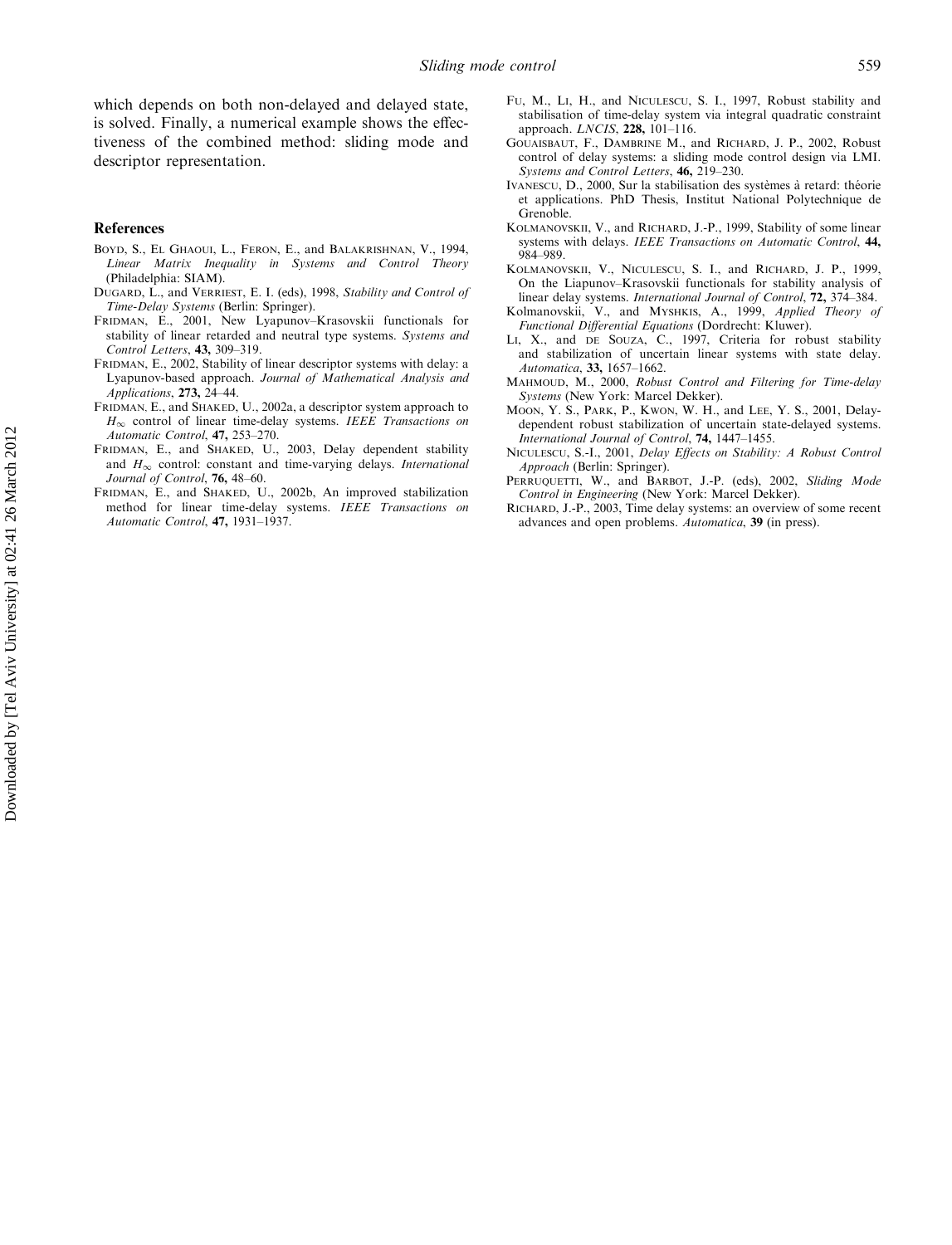which depends on both non-delayed and delayed state, is solved. Finally, a numerical example shows the effectiveness of the combined method: sliding mode and descriptor representation.

## References

Boyd, S., El Ghaoui, L., Feron, E., and Balakrishnan, V., 1994, *Linear Matrix Inequality in Systems and Control Theory* (Philadelphia: SIAM).

Dugard, L., and Verriest, E. I. (eds), 1998, *Stability and Control of Time-Delay Systems* (Berlin: Springer).

Fridman, E., 2001, New Lyapunov–Krasovskii functionals for stability of linear retarded and neutral type systems. *Systems and Control Letters*, **43,** 309–319.

Fridman, E., 2002, Stability of linear descriptor systems with delay: a Lyapunov-based approach. *Journal of Mathematical Analysis and Applications*, **273,** 24–44.

Fridman, E., and Shaked, U., 2002a, a descriptor system approach to $H_\infty$ control of linear time-delay systems. *IEEE Transactions on Automatic Control*, **47,** 253–270.

Fridman, E., and Shaked, U., 2003, Delay dependent stability and $H_\infty$ control: constant and time-varying delays. *International Journal of Control*, **76,** 48–60.

Fridman, E., and Shaked, U., 2002b, An improved stabilization method for linear time-delay systems. *IEEE Transactions on Automatic Control*, **47,** 1931–1937.

Fu, M., Li, H., and Niculescu, S. I., 1997, Robust stability and stabilisation of time-delay system via integral quadratic constraint approach. *LNCIS*, **228,** 101–116.

Gouaisbaut, F., Dambrine M., and Richard, J. P., 2002, Robust control of delay systems: a sliding mode control design via LMI. *Systems and Control Letters*, **46,** 219–230.

Ivanescu, D., 2000, Sur la stabilisation des systèmes à retard: théorie et applications. PhD Thesis, Institut National Polytechnique de Grenoble.

Kolmanovskii, V., and Richard, J.-P., 1999, Stability of some linear systems with delays. *IEEE Transactions on Automatic Control*, **44,** 984–989.

Kolmanovskii, V., Niculescu, S. I., and Richard, J. P., 1999, On the Liapunov–Krasovskii functionals for stability analysis of linear delay systems. *International Journal of Control*, **72,** 374–384.

Kolmanovskii, V., and Myshkis, A., 1999, *Applied Theory of Functional Differential Equations* (Dordrecht: Kluwer).

Li, X., and de Souza, C., 1997, Criteria for robust stability and stabilization of uncertain linear systems with state delay. *Automatica*, **33,** 1657–1662.

Mahmoud, M., 2000, *Robust Control and Filtering for Time-delay Systems* (New York: Marcel Dekker).

Moon, Y. S., Park, P., Kwon, W. H., and Lee, Y. S., 2001, Delay-dependent robust stabilization of uncertain state-delayed systems. *International Journal of Control*, **74,** 1447–1455.

Niculescu, S.-I., 2001, *Delay Effects on Stability: A Robust Control Approach* (Berlin: Springer).

Perruquetti, W., and Barbot, J.-P. (eds), 2002, *Sliding Mode Control in Engineering* (New York: Marcel Dekker).

Richard, J.-P., 2003, Time delay systems: an overview of some recent advances and open problems. *Automatica*, **39** (in press).